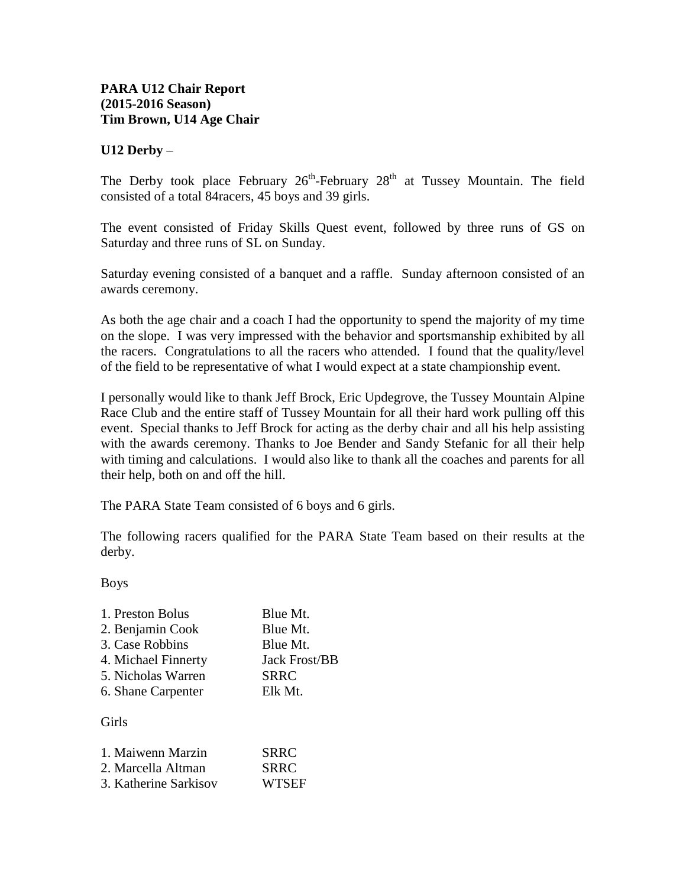**PARA U12 Chair Report**
**(2015-2016 Season)**
**Tim Brown, U14 Age Chair**

**U12 Derby** –

The Derby took place February 26th-February 28th at Tussey Mountain. The field consisted of a total 84racers, 45 boys and 39 girls.

The event consisted of Friday Skills Quest event, followed by three runs of GS on Saturday and three runs of SL on Sunday.

Saturday evening consisted of a banquet and a raffle. Sunday afternoon consisted of an awards ceremony.

As both the age chair and a coach I had the opportunity to spend the majority of my time on the slope. I was very impressed with the behavior and sportsmanship exhibited by all the racers. Congratulations to all the racers who attended. I found that the quality/level of the field to be representative of what I would expect at a state championship event.

I personally would like to thank Jeff Brock, Eric Updegrove, the Tussey Mountain Alpine Race Club and the entire staff of Tussey Mountain for all their hard work pulling off this event. Special thanks to Jeff Brock for acting as the derby chair and all his help assisting with the awards ceremony. Thanks to Joe Bender and Sandy Stefanic for all their help with timing and calculations. I would also like to thank all the coaches and parents for all their help, both on and off the hill.

The PARA State Team consisted of 6 boys and 6 girls.

The following racers qualified for the PARA State Team based on their results at the derby.

Boys

| | |
|---|---|
| 1. Preston Bolus | Blue Mt. |
| 2. Benjamin Cook | Blue Mt. |
| 3. Case Robbins | Blue Mt. |
| 4. Michael Finnerty | Jack Frost/BB |
| 5. Nicholas Warren | SRRC |
| 6. Shane Carpenter | Elk Mt. |

Girls

| | |
|---|---|
| 1. Maiwenn Marzin | SRRC |
| 2. Marcella Altman | SRRC |
| 3. Katherine Sarkisov | WTSEF |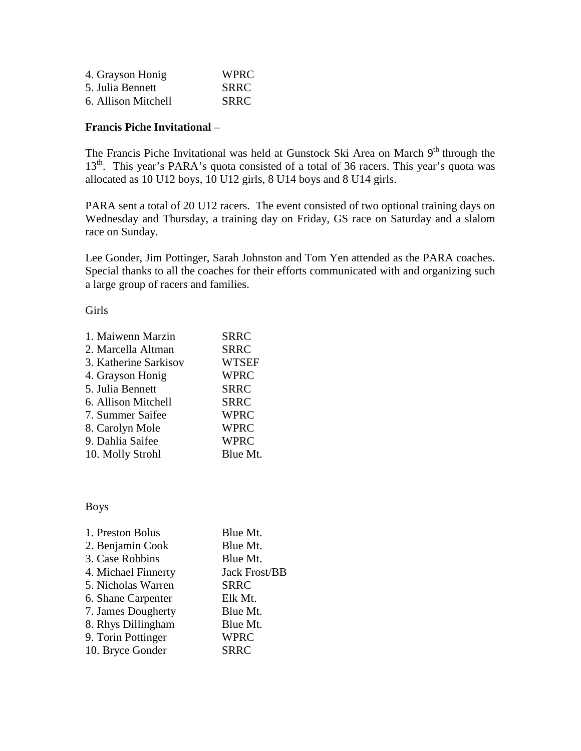| | |
|---|---|
| 4. Grayson Honig | WPRC |
| 5. Julia Bennett | SRRC |
| 6. Allison Mitchell | SRRC |

**Francis Piche Invitational** –

The Francis Piche Invitational was held at Gunstock Ski Area on March 9th through the 13th. This year's PARA's quota consisted of a total of 36 racers. This year's quota was allocated as 10 U12 boys, 10 U12 girls, 8 U14 boys and 8 U14 girls.

PARA sent a total of 20 U12 racers. The event consisted of two optional training days on Wednesday and Thursday, a training day on Friday, GS race on Saturday and a slalom race on Sunday.

Lee Gonder, Jim Pottinger, Sarah Johnston and Tom Yen attended as the PARA coaches. Special thanks to all the coaches for their efforts communicated with and organizing such a large group of racers and families.

Girls

| | |
|---|---|
| 1. Maiwenn Marzin | SRRC |
| 2. Marcella Altman | SRRC |
| 3. Katherine Sarkisov | WTSEF |
| 4. Grayson Honig | WPRC |
| 5. Julia Bennett | SRRC |
| 6. Allison Mitchell | SRRC |
| 7. Summer Saifee | WPRC |
| 8. Carolyn Mole | WPRC |
| 9. Dahlia Saifee | WPRC |
| 10. Molly Strohl | Blue Mt. |

Boys

| | |
|---|---|
| 1. Preston Bolus | Blue Mt. |
| 2. Benjamin Cook | Blue Mt. |
| 3. Case Robbins | Blue Mt. |
| 4. Michael Finnerty | Jack Frost/BB |
| 5. Nicholas Warren | SRRC |
| 6. Shane Carpenter | Elk Mt. |
| 7. James Dougherty | Blue Mt. |
| 8. Rhys Dillingham | Blue Mt. |
| 9. Torin Pottinger | WPRC |
| 10. Bryce Gonder | SRRC |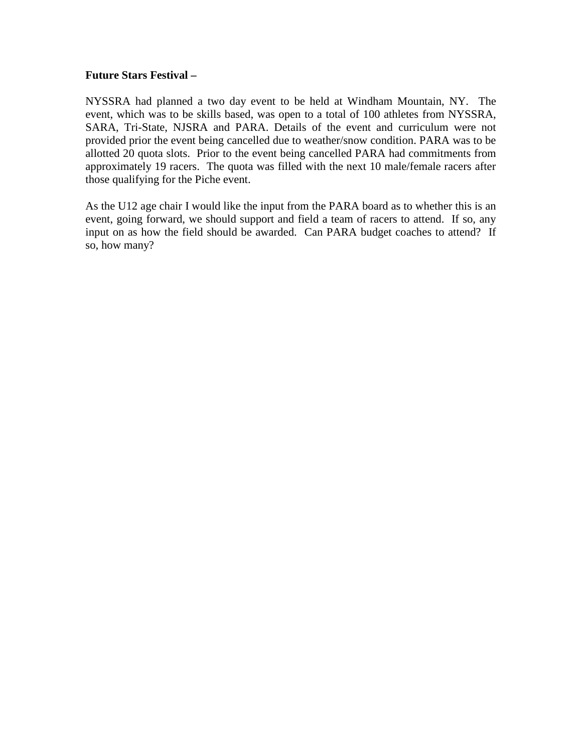**Future Stars Festival –**

NYSSRA had planned a two day event to be held at Windham Mountain, NY. The event, which was to be skills based, was open to a total of 100 athletes from NYSSRA, SARA, Tri-State, NJSRA and PARA. Details of the event and curriculum were not provided prior the event being cancelled due to weather/snow condition. PARA was to be allotted 20 quota slots. Prior to the event being cancelled PARA had commitments from approximately 19 racers. The quota was filled with the next 10 male/female racers after those qualifying for the Piche event.

As the U12 age chair I would like the input from the PARA board as to whether this is an event, going forward, we should support and field a team of racers to attend. If so, any input on as how the field should be awarded. Can PARA budget coaches to attend? If so, how many?